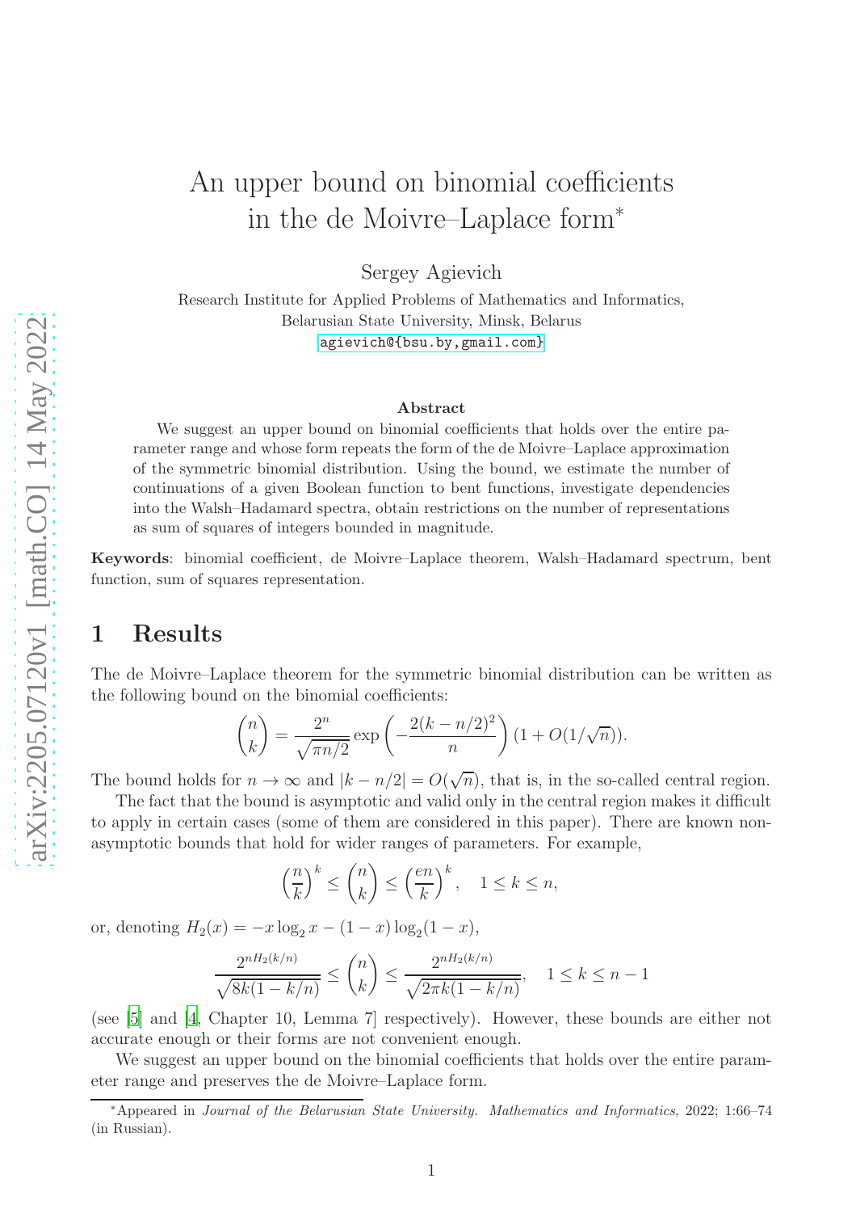# An upper bound on binomial coefficients in the de Moivre–Laplace form*

Sergey Agievich

Research Institute for Applied Problems of Mathematics and Informatics,
Belarusian State University, Minsk, Belarus
agievich@{bsu.by,gmail.com}

### Abstract

We suggest an upper bound on binomial coefficients that holds over the entire parameter range and whose form repeats the form of the de Moivre–Laplace approximation of the symmetric binomial distribution. Using the bound, we estimate the number of continuations of a given Boolean function to bent functions, investigate dependencies into the Walsh–Hadamard spectra, obtain restrictions on the number of representations as sum of squares of integers bounded in magnitude.

**Keywords**: binomial coefficient, de Moivre–Laplace theorem, Walsh–Hadamard spectrum, bent function, sum of squares representation.

## 1 Results

The de Moivre–Laplace theorem for the symmetric binomial distribution can be written as the following bound on the binomial coefficients:

$$\binom{n}{k} = \frac{2^n}{\sqrt{\pi n/2}} \exp\left(-\frac{2(k-n/2)^2}{n}\right)(1 + O(1/\sqrt{n})).$$

The bound holds for $n \to \infty$ and $|k - n/2| = O(\sqrt{n})$, that is, in the so-called central region.

The fact that the bound is asymptotic and valid only in the central region makes it difficult to apply in certain cases (some of them are considered in this paper). There are known non-asymptotic bounds that hold for wider ranges of parameters. For example,

$$\left(\frac{n}{k}\right)^k \leq \binom{n}{k} \leq \left(\frac{en}{k}\right)^k, \quad 1 \leq k \leq n,$$

or, denoting $H_2(x) = -x\log_2 x - (1-x)\log_2(1-x)$,

$$\frac{2^{nH_2(k/n)}}{\sqrt{8k(1-k/n)}} \leq \binom{n}{k} \leq \frac{2^{nH_2(k/n)}}{\sqrt{2\pi k(1-k/n)}}, \quad 1 \leq k \leq n-1$$

(see [5] and [4, Chapter 10, Lemma 7] respectively). However, these bounds are either not accurate enough or their forms are not convenient enough.

We suggest an upper bound on the binomial coefficients that holds over the entire parameter range and preserves the de Moivre–Laplace form.

*Appeared in *Journal of the Belarusian State University. Mathematics and Informatics*, 2022; 1:66–74 (in Russian).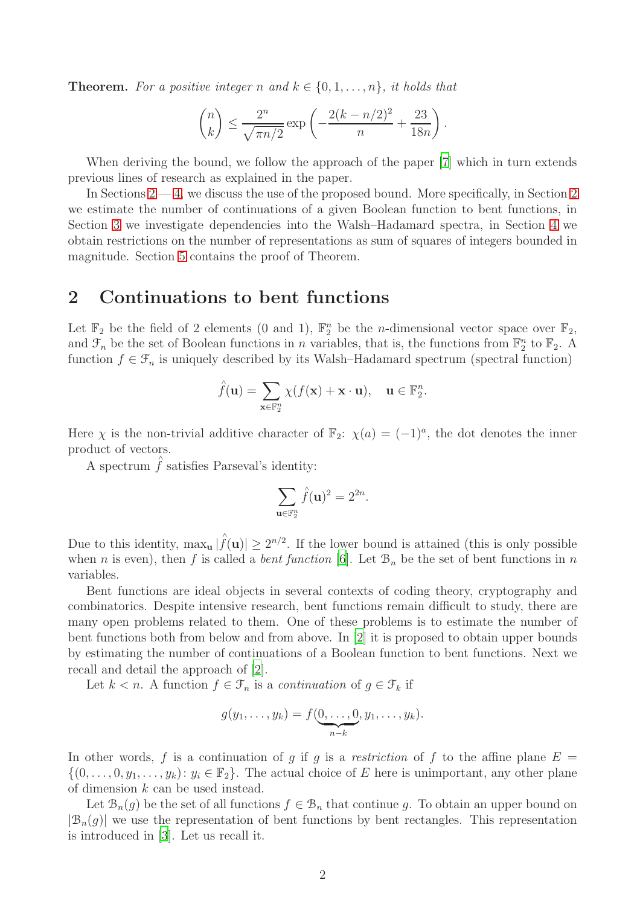**Theorem.** *For a positive integer $n$ and $k \in \{0, 1, \ldots, n\}$, it holds that*

$$\binom{n}{k} \leq \frac{2^n}{\sqrt{\pi n/2}} \exp\left(-\frac{2(k-n/2)^2}{n} + \frac{23}{18n}\right).$$

When deriving the bound, we follow the approach of the paper [7] which in turn extends previous lines of research as explained in the paper.

In Sections 2 — 4, we discuss the use of the proposed bound. More specifically, in Section 2 we estimate the number of continuations of a given Boolean function to bent functions, in Section 3 we investigate dependencies into the Walsh–Hadamard spectra, in Section 4 we obtain restrictions on the number of representations as sum of squares of integers bounded in magnitude. Section 5 contains the proof of Theorem.

## 2 Continuations to bent functions

Let $\mathbb{F}_2$ be the field of 2 elements (0 and 1), $\mathbb{F}_2^n$ be the $n$-dimensional vector space over $\mathbb{F}_2$, and $\mathcal{F}_n$ be the set of Boolean functions in $n$ variables, that is, the functions from $\mathbb{F}_2^n$ to $\mathbb{F}_2$. A function $f \in \mathcal{F}_n$ is uniquely described by its Walsh–Hadamard spectrum (spectral function)

$$\hat{f}(\mathbf{u}) = \sum_{\mathbf{x} \in \mathbb{F}_2^n} \chi(f(\mathbf{x}) + \mathbf{x} \cdot \mathbf{u}), \quad \mathbf{u} \in \mathbb{F}_2^n.$$

Here $\chi$ is the non-trivial additive character of $\mathbb{F}_2$: $\chi(a) = (-1)^a$, the dot denotes the inner product of vectors.

A spectrum $\hat{f}$ satisfies Parseval's identity:

$$\sum_{\mathbf{u} \in \mathbb{F}_2^n} \hat{f}(\mathbf{u})^2 = 2^{2n}.$$

Due to this identity, $\max_{\mathbf{u}} |\hat{f}(\mathbf{u})| \geq 2^{n/2}$. If the lower bound is attained (this is only possible when $n$ is even), then $f$ is called a *bent function* [6]. Let $\mathcal{B}_n$ be the set of bent functions in $n$ variables.

Bent functions are ideal objects in several contexts of coding theory, cryptography and combinatorics. Despite intensive research, bent functions remain difficult to study, there are many open problems related to them. One of these problems is to estimate the number of bent functions both from below and from above. In [2] it is proposed to obtain upper bounds by estimating the number of continuations of a Boolean function to bent functions. Next we recall and detail the approach of [2].

Let $k < n$. A function $f \in \mathcal{F}_n$ is a *continuation* of $g \in \mathcal{F}_k$ if

$$g(y_1, \ldots, y_k) = f(\underbrace{0, \ldots, 0}_{n-k}, y_1, \ldots, y_k).$$

In other words, $f$ is a continuation of $g$ if $g$ is a *restriction* of $f$ to the affine plane $E = \{(0, \ldots, 0, y_1, \ldots, y_k) \colon y_i \in \mathbb{F}_2\}$. The actual choice of $E$ here is unimportant, any other plane of dimension $k$ can be used instead.

Let $\mathcal{B}_n(g)$ be the set of all functions $f \in \mathcal{B}_n$ that continue $g$. To obtain an upper bound on $|\mathcal{B}_n(g)|$ we use the representation of bent functions by bent rectangles. This representation is introduced in [3]. Let us recall it.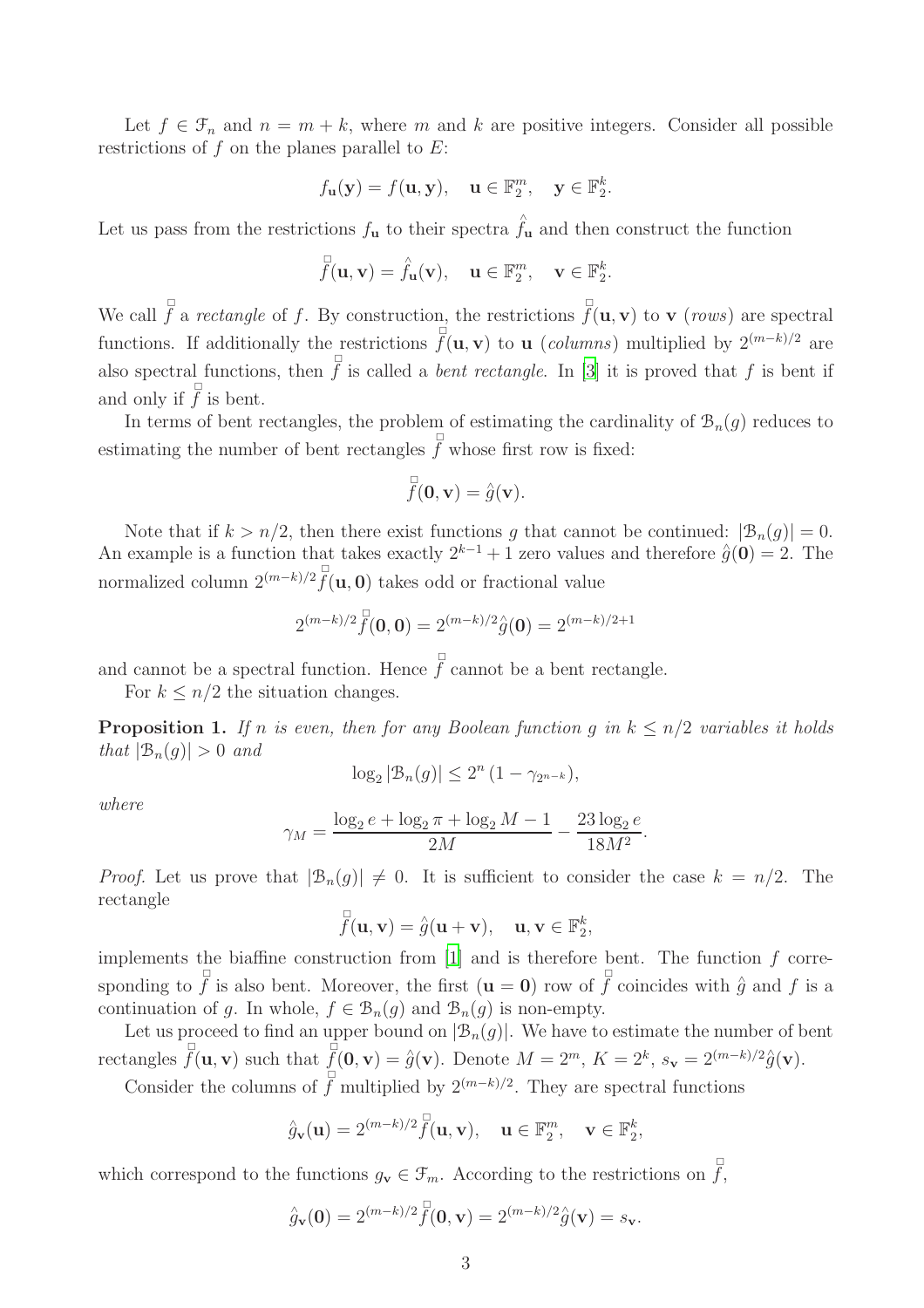Let $f \in \mathcal{F}_n$ and $n = m + k$, where $m$ and $k$ are positive integers. Consider all possible restrictions of $f$ on the planes parallel to $E$:

$$f_{\mathbf{u}}(\mathbf{y}) = f(\mathbf{u}, \mathbf{y}), \quad \mathbf{u} \in \mathbb{F}_2^m, \quad \mathbf{y} \in \mathbb{F}_2^k.$$

Let us pass from the restrictions $f_{\mathbf{u}}$ to their spectra $\hat{f}_{\mathbf{u}}$ and then construct the function

$$\overset{\square}{f}(\mathbf{u}, \mathbf{v}) = \hat{f}_{\mathbf{u}}(\mathbf{v}), \quad \mathbf{u} \in \mathbb{F}_2^m, \quad \mathbf{v} \in \mathbb{F}_2^k.$$

We call $\overset{\square}{f}$ a *rectangle* of $f$. By construction, the restrictions $\overset{\square}{f}(\mathbf{u}, \mathbf{v})$ to $\mathbf{v}$ (*rows*) are spectral functions. If additionally the restrictions $\overset{\square}{f}(\mathbf{u}, \mathbf{v})$ to $\mathbf{u}$ (*columns*) multiplied by $2^{(m-k)/2}$ are also spectral functions, then $\overset{\square}{f}$ is called a *bent rectangle*. In [3] it is proved that $f$ is bent if and only if $\overset{\square}{f}$ is bent.

In terms of bent rectangles, the problem of estimating the cardinality of $\mathcal{B}_n(g)$ reduces to estimating the number of bent rectangles $\overset{\square}{f}$ whose first row is fixed:

$$\overset{\square}{f}(\mathbf{0}, \mathbf{v}) = \hat{g}(\mathbf{v}).$$

Note that if $k > n/2$, then there exist functions $g$ that cannot be continued: $|\mathcal{B}_n(g)| = 0$. An example is a function that takes exactly $2^{k-1} + 1$ zero values and therefore $\hat{g}(\mathbf{0}) = 2$. The normalized column $2^{(m-k)/2} \overset{\square}{f}(\mathbf{u}, \mathbf{0})$ takes odd or fractional value

$$2^{(m-k)/2} \overset{\square}{f}(\mathbf{0}, \mathbf{0}) = 2^{(m-k)/2} \hat{g}(\mathbf{0}) = 2^{(m-k)/2+1}$$

and cannot be a spectral function. Hence $\overset{\square}{f}$ cannot be a bent rectangle.

For $k \le n/2$ the situation changes.

**Proposition 1.** *If $n$ is even, then for any Boolean function $g$ in $k \le n/2$ variables it holds that $|\mathcal{B}_n(g)| > 0$ and*

$$\log_2 |\mathcal{B}_n(g)| \le 2^n \left(1 - \gamma_{2^{n-k}}\right),$$

*where*

$$\gamma_M = \frac{\log_2 e + \log_2 \pi + \log_2 M - 1}{2M} - \frac{23 \log_2 e}{18 M^2}.$$

*Proof.* Let us prove that $|\mathcal{B}_n(g)| \ne 0$. It is sufficient to consider the case $k = n/2$. The rectangle

$$\overset{\square}{f}(\mathbf{u}, \mathbf{v}) = \hat{g}(\mathbf{u} + \mathbf{v}), \quad \mathbf{u}, \mathbf{v} \in \mathbb{F}_2^k,$$

implements the biaffine construction from [1] and is therefore bent. The function $f$ corresponding to $\overset{\square}{f}$ is also bent. Moreover, the first ($\mathbf{u} = \mathbf{0}$) row of $\overset{\square}{f}$ coincides with $\hat{g}$ and $f$ is a continuation of $g$. In whole, $f \in \mathcal{B}_n(g)$ and $\mathcal{B}_n(g)$ is non-empty.

Let us proceed to find an upper bound on $|\mathcal{B}_n(g)|$. We have to estimate the number of bent rectangles $\overset{\square}{f}(\mathbf{u}, \mathbf{v})$ such that $\overset{\square}{f}(\mathbf{0}, \mathbf{v}) = \hat{g}(\mathbf{v})$. Denote $M = 2^m$, $K = 2^k$, $s_{\mathbf{v}} = 2^{(m-k)/2} \hat{g}(\mathbf{v})$.

Consider the columns of $\overset{\square}{f}$ multiplied by $2^{(m-k)/2}$. They are spectral functions

$$\hat{g}_{\mathbf{v}}(\mathbf{u}) = 2^{(m-k)/2} \overset{\square}{f}(\mathbf{u}, \mathbf{v}), \quad \mathbf{u} \in \mathbb{F}_2^m, \quad \mathbf{v} \in \mathbb{F}_2^k,$$

which correspond to the functions $g_{\mathbf{v}} \in \mathcal{F}_m$. According to the restrictions on $\overset{\square}{f}$,

$$\hat{g}_{\mathbf{v}}(\mathbf{0}) = 2^{(m-k)/2} \overset{\square}{f}(\mathbf{0}, \mathbf{v}) = 2^{(m-k)/2} \hat{g}(\mathbf{v}) = s_{\mathbf{v}}.$$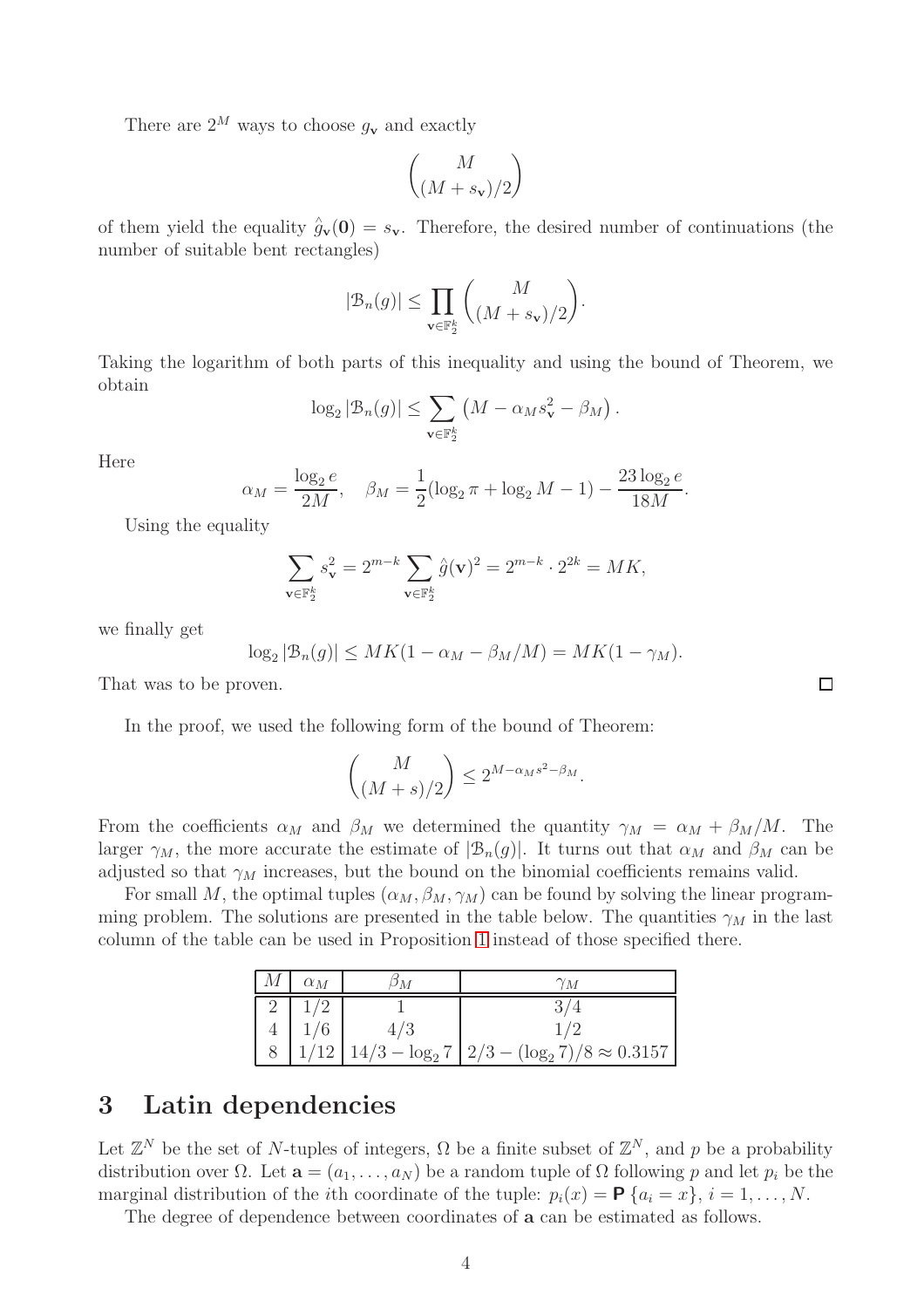There are $2^M$ ways to choose $g_{\mathbf{v}}$ and exactly

$$\binom{M}{(M+s_{\mathbf{v}})/2}$$

of them yield the equality $\hat{g}_{\mathbf{v}}(\mathbf{0}) = s_{\mathbf{v}}$. Therefore, the desired number of continuations (the number of suitable bent rectangles)

$$|\mathcal{B}_n(g)| \le \prod_{\mathbf{v}\in\mathbb{F}_2^k} \binom{M}{(M+s_{\mathbf{v}})/2}.$$

Taking the logarithm of both parts of this inequality and using the bound of Theorem, we obtain

$$\log_2 |\mathcal{B}_n(g)| \le \sum_{\mathbf{v}\in\mathbb{F}_2^k} \left(M - \alpha_M s_{\mathbf{v}}^2 - \beta_M\right).$$

Here

$$\alpha_M = \frac{\log_2 e}{2M}, \quad \beta_M = \frac{1}{2}(\log_2 \pi + \log_2 M - 1) - \frac{23\log_2 e}{18M}.$$

Using the equality

$$\sum_{\mathbf{v}\in\mathbb{F}_2^k} s_{\mathbf{v}}^2 = 2^{m-k} \sum_{\mathbf{v}\in\mathbb{F}_2^k} \hat{g}(\mathbf{v})^2 = 2^{m-k}\cdot 2^{2k} = MK,$$

we finally get

$$\log_2 |\mathcal{B}_n(g)| \le MK(1 - \alpha_M - \beta_M/M) = MK(1-\gamma_M).$$

That was to be proven. □

In the proof, we used the following form of the bound of Theorem:

$$\binom{M}{(M+s)/2} \le 2^{M - \alpha_M s^2 - \beta_M}.$$

From the coefficients $\alpha_M$ and $\beta_M$ we determined the quantity $\gamma_M = \alpha_M + \beta_M/M$. The larger $\gamma_M$, the more accurate the estimate of $|\mathcal{B}_n(g)|$. It turns out that $\alpha_M$ and $\beta_M$ can be adjusted so that $\gamma_M$ increases, but the bound on the binomial coefficients remains valid.

For small $M$, the optimal tuples $(\alpha_M, \beta_M, \gamma_M)$ can be found by solving the linear programming problem. The solutions are presented in the table below. The quantities $\gamma_M$ in the last column of the table can be used in Proposition 1 instead of those specified there.

| $M$ | $\alpha_M$ | $\beta_M$ | $\gamma_M$ |
|---|---|---|---|
| 2 | $1/2$ | $1$ | $3/4$ |
| 4 | $1/6$ | $4/3$ | $1/2$ |
| 8 | $1/12$ | $14/3 - \log_2 7$ | $2/3 - (\log_2 7)/8 \approx 0.3157$ |

# 3 Latin dependencies

Let $\mathbb{Z}^N$ be the set of $N$-tuples of integers, $\Omega$ be a finite subset of $\mathbb{Z}^N$, and $p$ be a probability distribution over $\Omega$. Let $\mathbf{a} = (a_1, \ldots, a_N)$ be a random tuple of $\Omega$ following $p$ and let $p_i$ be the marginal distribution of the $i$th coordinate of the tuple: $p_i(x) = \mathbf{P}\{a_i = x\}$, $i = 1, \ldots, N$.

The degree of dependence between coordinates of $\mathbf{a}$ can be estimated as follows.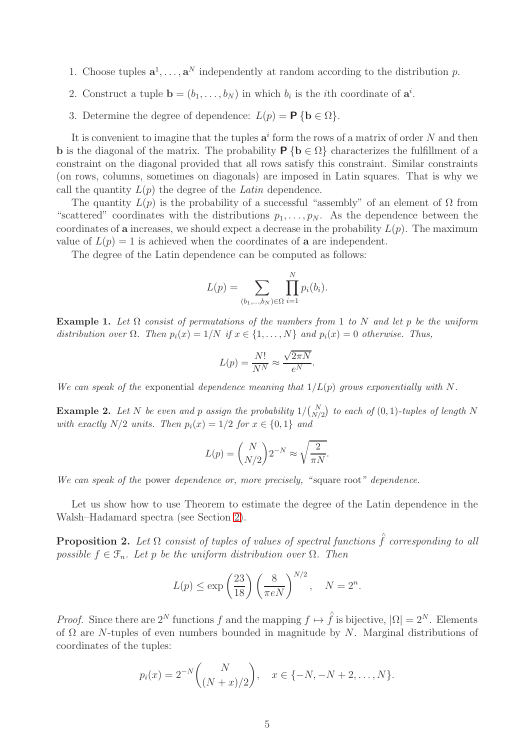1. Choose tuples $\mathbf{a}^1, \ldots, \mathbf{a}^N$ independently at random according to the distribution $p$.
2. Construct a tuple $\mathbf{b} = (b_1, \ldots, b_N)$ in which $b_i$ is the $i$th coordinate of $\mathbf{a}^i$.
3. Determine the degree of dependence: $L(p) = \mathsf{P}\{\mathbf{b} \in \Omega\}$.

It is convenient to imagine that the tuples $\mathbf{a}^i$ form the rows of a matrix of order $N$ and then $\mathbf{b}$ is the diagonal of the matrix. The probability $\mathsf{P}\{\mathbf{b} \in \Omega\}$ characterizes the fulfillment of a constraint on the diagonal provided that all rows satisfy this constraint. Similar constraints (on rows, columns, sometimes on diagonals) are imposed in Latin squares. That is why we call the quantity $L(p)$ the degree of the *Latin* dependence.

The quantity $L(p)$ is the probability of a successful "assembly" of an element of $\Omega$ from "scattered" coordinates with the distributions $p_1, \ldots, p_N$. As the dependence between the coordinates of $\mathbf{a}$ increases, we should expect a decrease in the probability $L(p)$. The maximum value of $L(p) = 1$ is achieved when the coordinates of $\mathbf{a}$ are independent.

The degree of the Latin dependence can be computed as follows:

$$L(p) = \sum_{(b_1,\ldots,b_N)\in\Omega} \prod_{i=1}^{N} p_i(b_i).$$

**Example 1.** *Let $\Omega$ consist of permutations of the numbers from $1$ to $N$ and let $p$ be the uniform distribution over $\Omega$. Then $p_i(x) = 1/N$ if $x \in \{1, \ldots, N\}$ and $p_i(x) = 0$ otherwise. Thus,*

$$L(p) = \frac{N!}{N^N} \approx \frac{\sqrt{2\pi N}}{e^N}.$$

*We can speak of the* exponential *dependence meaning that $1/L(p)$ grows exponentially with $N$.*

**Example 2.** *Let $N$ be even and $p$ assign the probability $1/\binom{N}{N/2}$ to each of $(0,1)$-tuples of length $N$ with exactly $N/2$ units. Then $p_i(x) = 1/2$ for $x \in \{0, 1\}$ and*

$$L(p) = \binom{N}{N/2} 2^{-N} \approx \sqrt{\frac{2}{\pi N}}.$$

*We can speak of the* power *dependence or, more precisely, "*square root*" dependence.*

Let us show how to use Theorem to estimate the degree of the Latin dependence in the Walsh–Hadamard spectra (see Section 2).

**Proposition 2.** *Let $\Omega$ consist of tuples of values of spectral functions $\hat{f}$ corresponding to all possible $f \in \mathfrak{F}_n$. Let $p$ be the uniform distribution over $\Omega$. Then*

$$L(p) \le \exp\left(\frac{23}{18}\right)\left(\frac{8}{\pi e N}\right)^{N/2}, \quad N = 2^n.$$

*Proof.* Since there are $2^N$ functions $f$ and the mapping $f \mapsto \hat{f}$ is bijective, $|\Omega| = 2^N$. Elements of $\Omega$ are $N$-tuples of even numbers bounded in magnitude by $N$. Marginal distributions of coordinates of the tuples:

$$p_i(x) = 2^{-N}\binom{N}{(N+x)/2}, \quad x \in \{-N, -N+2, \ldots, N\}.$$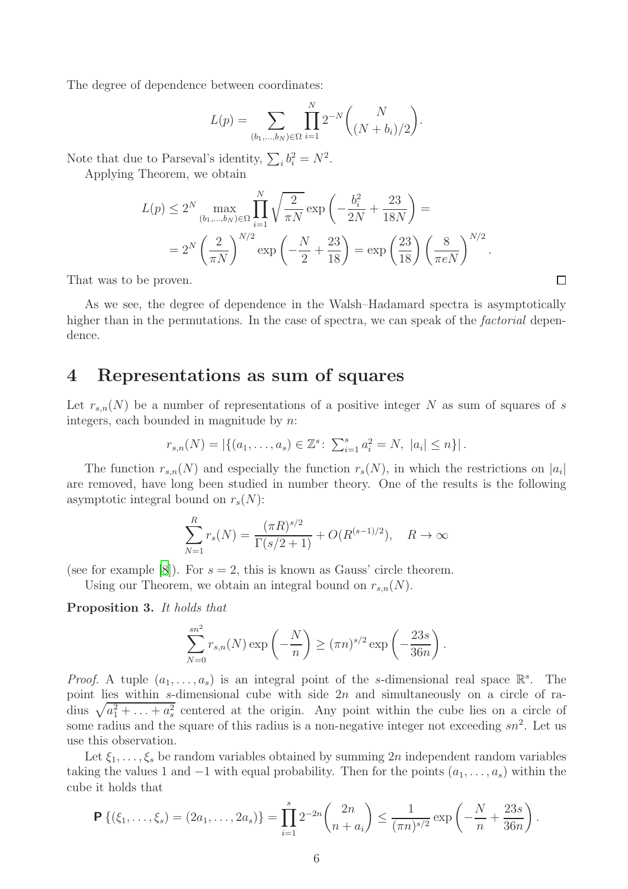The degree of dependence between coordinates:

$$L(p) = \sum_{(b_1,\ldots,b_N)\in\Omega} \prod_{i=1}^{N} 2^{-N} \binom{N}{(N+b_i)/2}.$$

Note that due to Parseval's identity, $\sum_i b_i^2 = N^2$.

Applying Theorem, we obtain

$$L(p) \le 2^N \max_{(b_1,\ldots,b_N)\in\Omega} \prod_{i=1}^{N} \sqrt{\frac{2}{\pi N}} \exp\left(-\frac{b_i^2}{2N} + \frac{23}{18N}\right) =$$
$$= 2^N \left(\frac{2}{\pi N}\right)^{N/2} \exp\left(-\frac{N}{2} + \frac{23}{18}\right) = \exp\left(\frac{23}{18}\right)\left(\frac{8}{\pi e N}\right)^{N/2}.$$

That was to be proven. □

As we see, the degree of dependence in the Walsh–Hadamard spectra is asymptotically higher than in the permutations. In the case of spectra, we can speak of the *factorial* dependence.

# 4 Representations as sum of squares

Let $r_{s,n}(N)$ be a number of representations of a positive integer $N$ as sum of squares of $s$ integers, each bounded in magnitude by $n$:

$$r_{s,n}(N) = \left|\{(a_1,\ldots,a_s)\in\mathbb{Z}^s \colon \textstyle\sum_{i=1}^s a_i^2 = N,\ |a_i|\le n\}\right|.$$

The function $r_{s,n}(N)$ and especially the function $r_s(N)$, in which the restrictions on $|a_i|$ are removed, have long been studied in number theory. One of the results is the following asymptotic integral bound on $r_s(N)$:

$$\sum_{N=1}^{R} r_s(N) = \frac{(\pi R)^{s/2}}{\Gamma(s/2+1)} + O(R^{(s-1)/2}), \quad R\to\infty$$

(see for example [8]). For $s=2$, this is known as Gauss' circle theorem.

Using our Theorem, we obtain an integral bound on $r_{s,n}(N)$.

**Proposition 3.** *It holds that*

$$\sum_{N=0}^{sn^2} r_{s,n}(N)\exp\left(-\frac{N}{n}\right) \ge (\pi n)^{s/2}\exp\left(-\frac{23s}{36n}\right).$$

*Proof.* A tuple $(a_1,\ldots,a_s)$ is an integral point of the $s$-dimensional real space $\mathbb{R}^s$. The point lies within $s$-dimensional cube with side $2n$ and simultaneously on a circle of radius $\sqrt{a_1^2+\ldots+a_s^2}$ centered at the origin. Any point within the cube lies on a circle of some radius and the square of this radius is a non-negative integer not exceeding $sn^2$. Let us use this observation.

Let $\xi_1,\ldots,\xi_s$ be random variables obtained by summing $2n$ independent random variables taking the values 1 and $-1$ with equal probability. Then for the points $(a_1,\ldots,a_s)$ within the cube it holds that

$$\mathbf{P}\left\{(\xi_1,\ldots,\xi_s) = (2a_1,\ldots,2a_s)\right\} = \prod_{i=1}^{s} 2^{-2n}\binom{2n}{n+a_i} \le \frac{1}{(\pi n)^{s/2}}\exp\left(-\frac{N}{n} + \frac{23s}{36n}\right).$$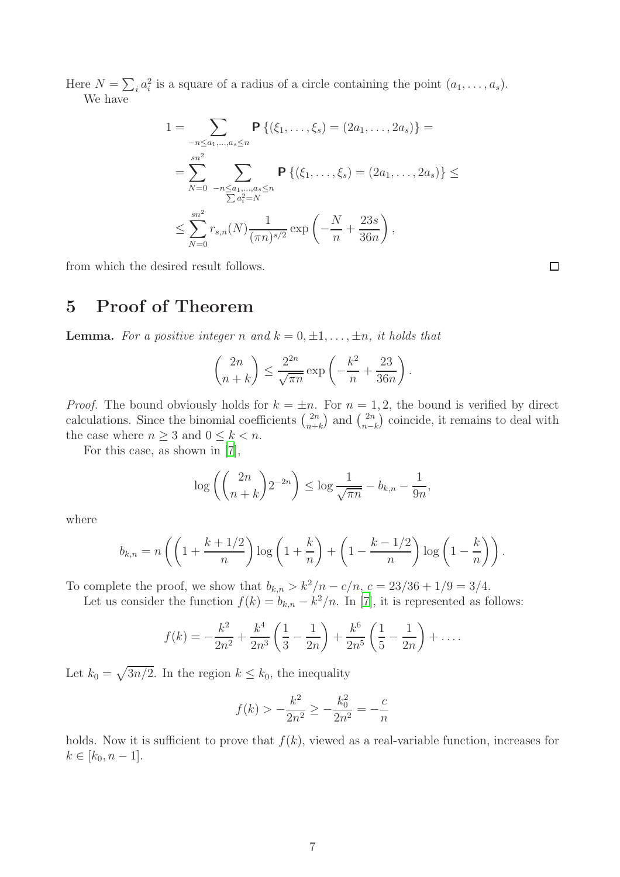Here $N = \sum_i a_i^2$ is a square of a radius of a circle containing the point $(a_1, \dots, a_s)$.

We have

$$
\begin{aligned}
1 &= \sum_{-n \le a_1, \dots, a_s \le n} \mathbf{P}\left\{(\xi_1, \dots, \xi_s) = (2a_1, \dots, 2a_s)\right\} = \\
&= \sum_{N=0}^{sn^2} \sum_{\substack{-n \le a_1, \dots, a_s \le n \\ \sum a_i^2 = N}} \mathbf{P}\left\{(\xi_1, \dots, \xi_s) = (2a_1, \dots, 2a_s)\right\} \le \\
&\le \sum_{N=0}^{sn^2} r_{s,n}(N) \frac{1}{(\pi n)^{s/2}} \exp\left(-\frac{N}{n} + \frac{23s}{36n}\right),
\end{aligned}
$$

from which the desired result follows. $\square$

## 5 Proof of Theorem

**Lemma.** *For a positive integer $n$ and $k = 0, \pm 1, \dots, \pm n$, it holds that*

$$
\binom{2n}{n+k} \le \frac{2^{2n}}{\sqrt{\pi n}} \exp\left(-\frac{k^2}{n} + \frac{23}{36n}\right).
$$

*Proof.* The bound obviously holds for $k = \pm n$. For $n = 1, 2$, the bound is verified by direct calculations. Since the binomial coefficients $\binom{2n}{n+k}$ and $\binom{2n}{n-k}$ coincide, it remains to deal with the case where $n \ge 3$ and $0 \le k < n$.

For this case, as shown in [7],

$$
\log\left(\binom{2n}{n+k} 2^{-2n}\right) \le \log\frac{1}{\sqrt{\pi n}} - b_{k,n} - \frac{1}{9n},
$$

where

$$
b_{k,n} = n\left(\left(1 + \frac{k + 1/2}{n}\right)\log\left(1 + \frac{k}{n}\right) + \left(1 - \frac{k - 1/2}{n}\right)\log\left(1 - \frac{k}{n}\right)\right).
$$

To complete the proof, we show that $b_{k,n} > k^2/n - c/n$, $c = 23/36 + 1/9 = 3/4$.

Let us consider the function $f(k) = b_{k,n} - k^2/n$. In [7], it is represented as follows:

$$
f(k) = -\frac{k^2}{2n^2} + \frac{k^4}{2n^3}\left(\frac{1}{3} - \frac{1}{2n}\right) + \frac{k^6}{2n^5}\left(\frac{1}{5} - \frac{1}{2n}\right) + \dots.
$$

Let $k_0 = \sqrt{3n/2}$. In the region $k \le k_0$, the inequality

$$
f(k) > -\frac{k^2}{2n^2} \ge -\frac{k_0^2}{2n^2} = -\frac{c}{n}
$$

holds. Now it is sufficient to prove that $f(k)$, viewed as a real-variable function, increases for $k \in [k_0, n-1]$.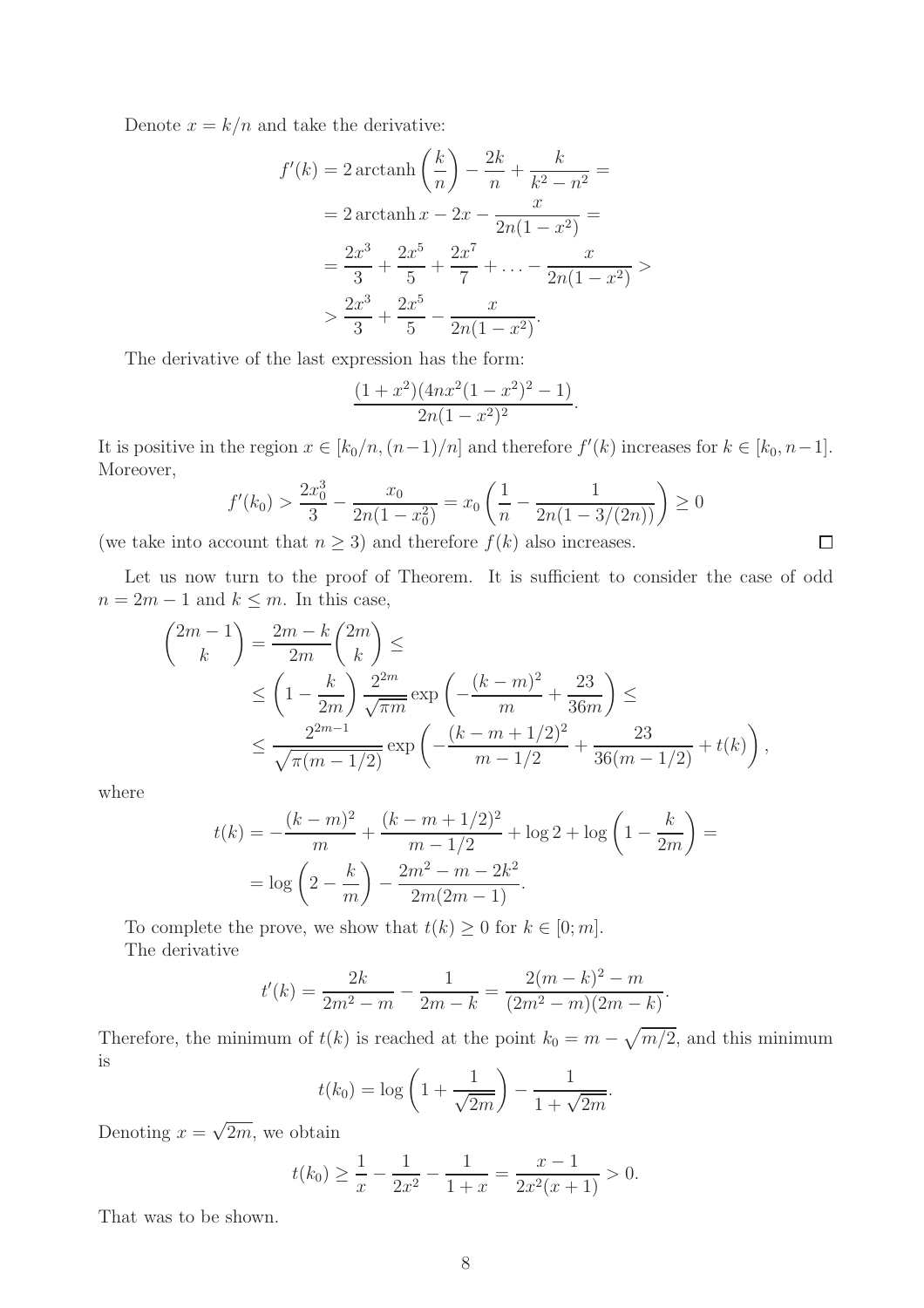Denote $x = k/n$ and take the derivative:

$$
\begin{aligned}
f'(k) &= 2\,\mathrm{arctanh}\left(\frac{k}{n}\right) - \frac{2k}{n} + \frac{k}{k^2 - n^2} = \\
&= 2\,\mathrm{arctanh}\, x - 2x - \frac{x}{2n(1-x^2)} = \\
&= \frac{2x^3}{3} + \frac{2x^5}{5} + \frac{2x^7}{7} + \ldots - \frac{x}{2n(1-x^2)} > \\
&> \frac{2x^3}{3} + \frac{2x^5}{5} - \frac{x}{2n(1-x^2)}.
\end{aligned}
$$

The derivative of the last expression has the form:

$$
\frac{(1+x^2)(4nx^2(1-x^2)^2 - 1)}{2n(1-x^2)^2}.
$$

It is positive in the region $x \in [k_0/n, (n-1)/n]$ and therefore $f'(k)$ increases for $k \in [k_0, n-1]$. Moreover,

$$
f'(k_0) > \frac{2x_0^3}{3} - \frac{x_0}{2n(1-x_0^2)} = x_0\left(\frac{1}{n} - \frac{1}{2n(1-3/(2n))}\right) \geq 0
$$

(we take into account that $n \geq 3$) and therefore $f(k)$ also increases. $\square$

Let us now turn to the proof of Theorem. It is sufficient to consider the case of odd $n = 2m-1$ and $k \leq m$. In this case,

$$
\begin{aligned}
\binom{2m-1}{k} &= \frac{2m-k}{2m}\binom{2m}{k} \leq \\
&\leq \left(1 - \frac{k}{2m}\right)\frac{2^{2m}}{\sqrt{\pi m}}\exp\left(-\frac{(k-m)^2}{m} + \frac{23}{36m}\right) \leq \\
&\leq \frac{2^{2m-1}}{\sqrt{\pi(m-1/2)}}\exp\left(-\frac{(k-m+1/2)^2}{m-1/2} + \frac{23}{36(m-1/2)} + t(k)\right),
\end{aligned}
$$

where

$$
\begin{aligned}
t(k) &= -\frac{(k-m)^2}{m} + \frac{(k-m+1/2)^2}{m-1/2} + \log 2 + \log\left(1 - \frac{k}{2m}\right) = \\
&= \log\left(2 - \frac{k}{m}\right) - \frac{2m^2 - m - 2k^2}{2m(2m-1)}.
\end{aligned}
$$

To complete the prove, we show that $t(k) \geq 0$ for $k \in [0; m]$.

The derivative

$$
t'(k) = \frac{2k}{2m^2 - m} - \frac{1}{2m-k} = \frac{2(m-k)^2 - m}{(2m^2 - m)(2m-k)}.
$$

Therefore, the minimum of $t(k)$ is reached at the point $k_0 = m - \sqrt{m/2}$, and this minimum is

$$
t(k_0) = \log\left(1 + \frac{1}{\sqrt{2m}}\right) - \frac{1}{1 + \sqrt{2m}}.
$$

Denoting $x = \sqrt{2m}$, we obtain

$$
t(k_0) \geq \frac{1}{x} - \frac{1}{2x^2} - \frac{1}{1+x} = \frac{x-1}{2x^2(x+1)} > 0.
$$

That was to be shown.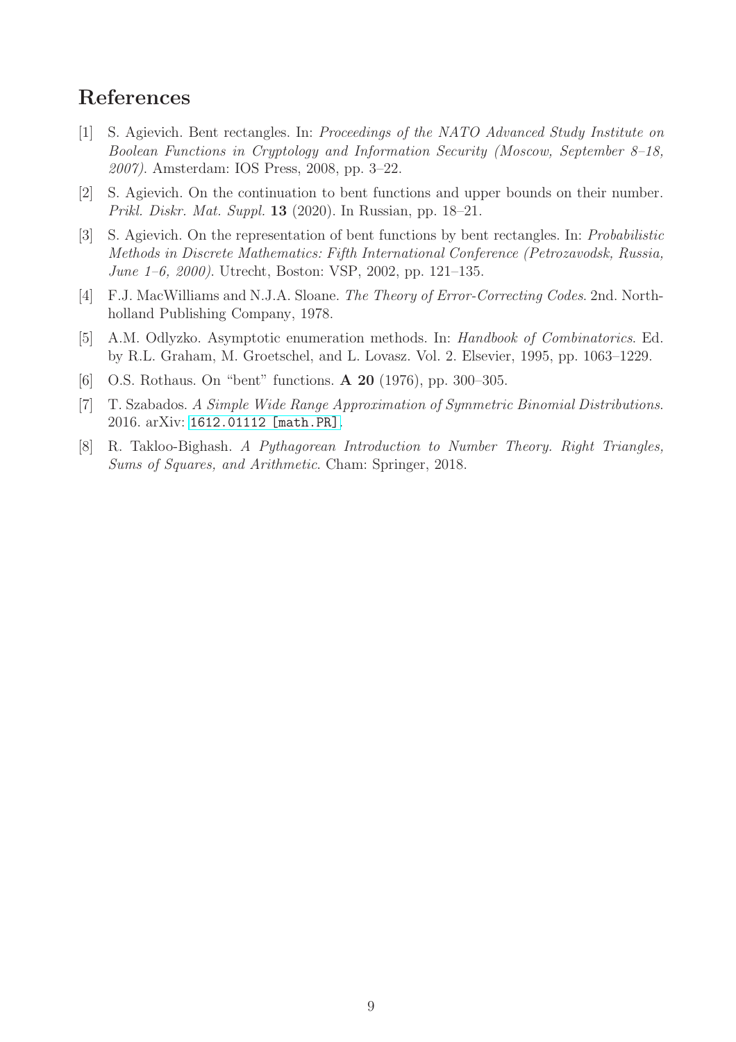## References

[1] S. Agievich. Bent rectangles. In: *Proceedings of the NATO Advanced Study Institute on Boolean Functions in Cryptology and Information Security (Moscow, September 8–18, 2007)*. Amsterdam: IOS Press, 2008, pp. 3–22.

[2] S. Agievich. On the continuation to bent functions and upper bounds on their number. *Prikl. Diskr. Mat. Suppl.* **13** (2020). In Russian, pp. 18–21.

[3] S. Agievich. On the representation of bent functions by bent rectangles. In: *Probabilistic Methods in Discrete Mathematics: Fifth International Conference (Petrozavodsk, Russia, June 1–6, 2000)*. Utrecht, Boston: VSP, 2002, pp. 121–135.

[4] F.J. MacWilliams and N.J.A. Sloane. *The Theory of Error-Correcting Codes*. 2nd. North-holland Publishing Company, 1978.

[5] A.M. Odlyzko. Asymptotic enumeration methods. In: *Handbook of Combinatorics*. Ed. by R.L. Graham, M. Groetschel, and L. Lovasz. Vol. 2. Elsevier, 1995, pp. 1063–1229.

[6] O.S. Rothaus. On "bent" functions. **A 20** (1976), pp. 300–305.

[7] T. Szabados. *A Simple Wide Range Approximation of Symmetric Binomial Distributions*. 2016. arXiv: 1612.01112 [math.PR].

[8] R. Takloo-Bighash. *A Pythagorean Introduction to Number Theory. Right Triangles, Sums of Squares, and Arithmetic*. Cham: Springer, 2018.